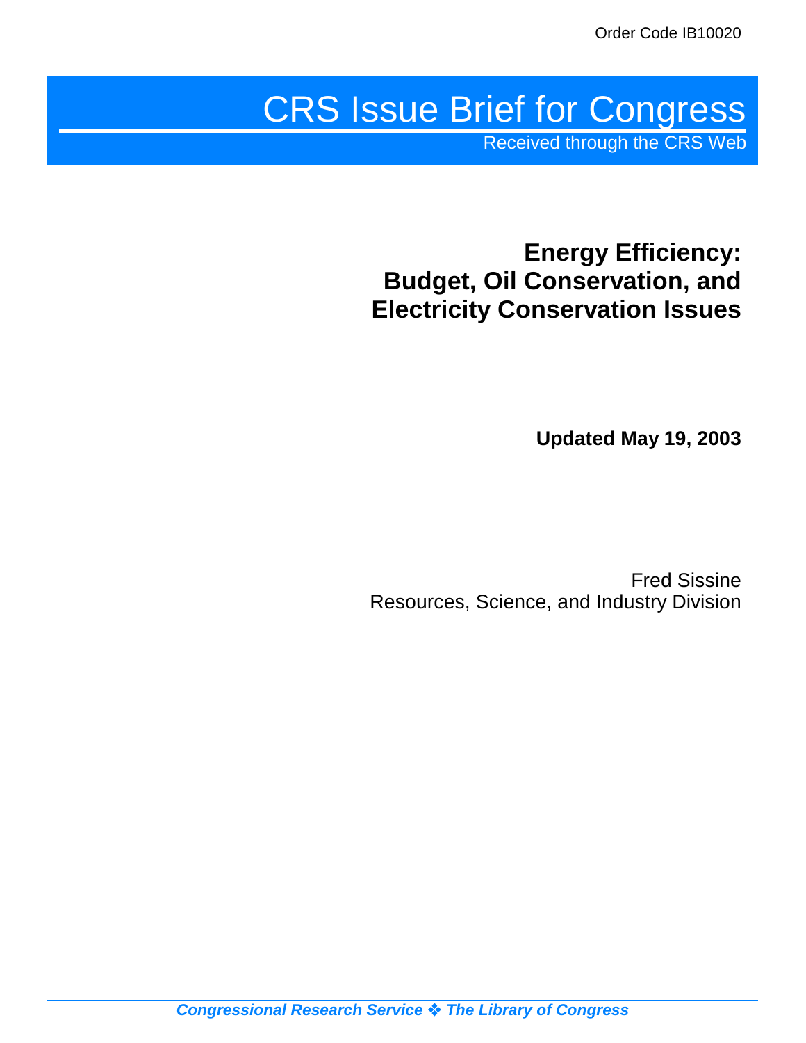Order Code IB10020

# CRS Issue Brief for Congress

Received through the CRS Web

## Energy Efficiency: Budget, Oil Conservation, and Electricity Conservation Issues

**Updated May 19, 2003**

Fred Sissine
Resources, Science, and Industry Division

***Congressional Research Service ❖ The Library of Congress***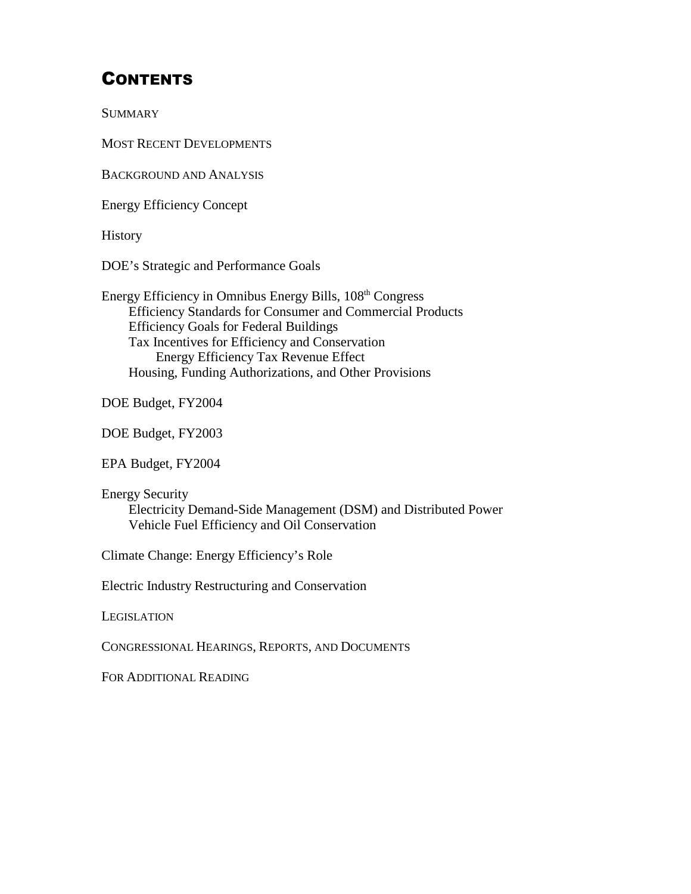# CONTENTS

SUMMARY

MOST RECENT DEVELOPMENTS

BACKGROUND AND ANALYSIS

Energy Efficiency Concept

History

DOE's Strategic and Performance Goals

Energy Efficiency in Omnibus Energy Bills, 108th Congress
- Efficiency Standards for Consumer and Commercial Products
- Efficiency Goals for Federal Buildings
- Tax Incentives for Efficiency and Conservation
  - Energy Efficiency Tax Revenue Effect
- Housing, Funding Authorizations, and Other Provisions

DOE Budget, FY2004

DOE Budget, FY2003

EPA Budget, FY2004

Energy Security
- Electricity Demand-Side Management (DSM) and Distributed Power
- Vehicle Fuel Efficiency and Oil Conservation

Climate Change: Energy Efficiency's Role

Electric Industry Restructuring and Conservation

LEGISLATION

CONGRESSIONAL HEARINGS, REPORTS, AND DOCUMENTS

FOR ADDITIONAL READING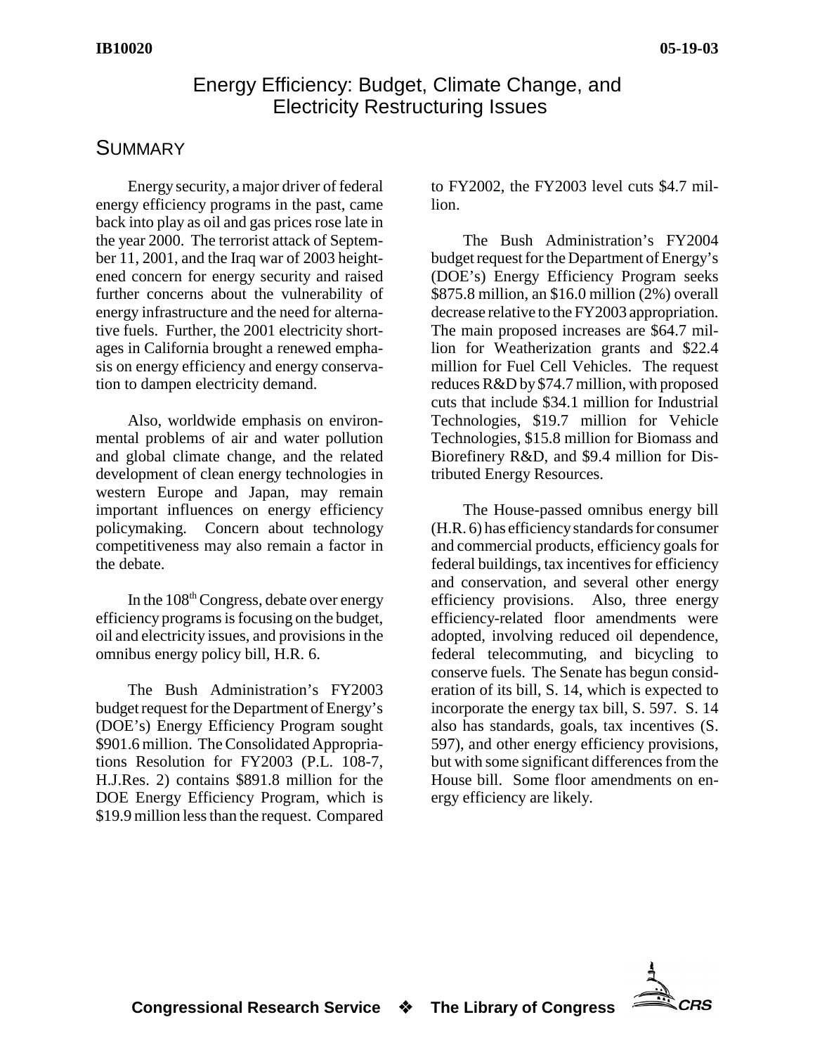# Energy Efficiency: Budget, Climate Change, and Electricity Restructuring Issues

## Summary

Energy security, a major driver of federal energy efficiency programs in the past, came back into play as oil and gas prices rose late in the year 2000. The terrorist attack of September 11, 2001, and the Iraq war of 2003 heightened concern for energy security and raised further concerns about the vulnerability of energy infrastructure and the need for alternative fuels. Further, the 2001 electricity shortages in California brought a renewed emphasis on energy efficiency and energy conservation to dampen electricity demand.

Also, worldwide emphasis on environmental problems of air and water pollution and global climate change, and the related development of clean energy technologies in western Europe and Japan, may remain important influences on energy efficiency policymaking. Concern about technology competitiveness may also remain a factor in the debate.

In the 108th Congress, debate over energy efficiency programs is focusing on the budget, oil and electricity issues, and provisions in the omnibus energy policy bill, H.R. 6.

The Bush Administration's FY2003 budget request for the Department of Energy's (DOE's) Energy Efficiency Program sought \$901.6 million. The Consolidated Appropriations Resolution for FY2003 (P.L. 108-7, H.J.Res. 2) contains \$891.8 million for the DOE Energy Efficiency Program, which is \$19.9 million less than the request. Compared to FY2002, the FY2003 level cuts \$4.7 million.

The Bush Administration's FY2004 budget request for the Department of Energy's (DOE's) Energy Efficiency Program seeks \$875.8 million, an \$16.0 million (2%) overall decrease relative to the FY2003 appropriation. The main proposed increases are \$64.7 million for Weatherization grants and \$22.4 million for Fuel Cell Vehicles. The request reduces R&D by \$74.7 million, with proposed cuts that include \$34.1 million for Industrial Technologies, \$19.7 million for Vehicle Technologies, \$15.8 million for Biomass and Biorefinery R&D, and \$9.4 million for Distributed Energy Resources.

The House-passed omnibus energy bill (H.R. 6) has efficiency standards for consumer and commercial products, efficiency goals for federal buildings, tax incentives for efficiency and conservation, and several other energy efficiency provisions. Also, three energy efficiency-related floor amendments were adopted, involving reduced oil dependence, federal telecommuting, and bicycling to conserve fuels. The Senate has begun consideration of its bill, S. 14, which is expected to incorporate the energy tax bill, S. 597. S. 14 also has standards, goals, tax incentives (S. 597), and other energy efficiency provisions, but with some significant differences from the House bill. Some floor amendments on energy efficiency are likely.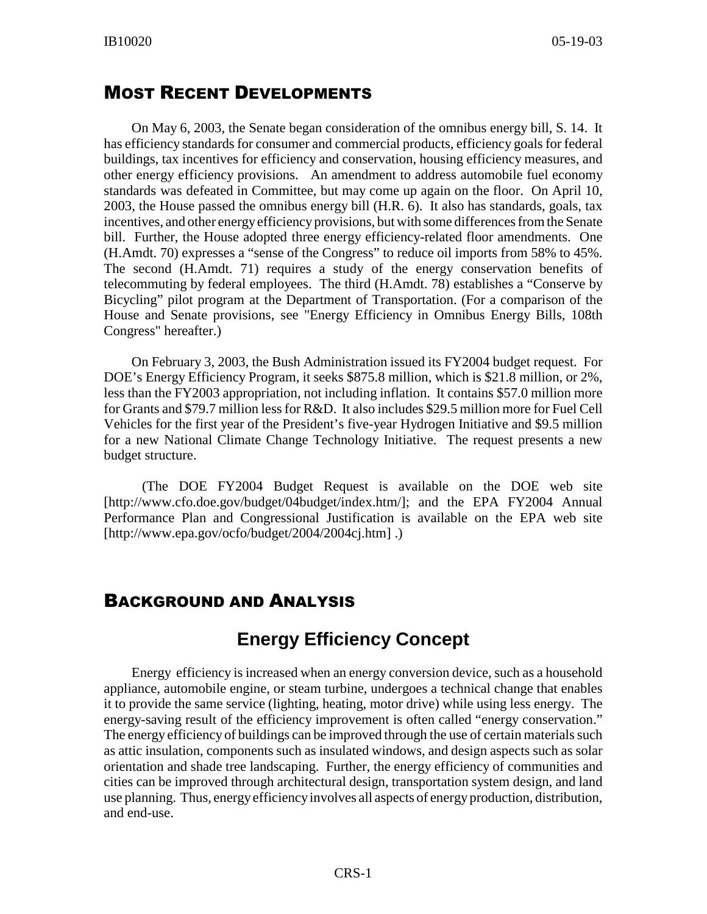## Most Recent Developments

On May 6, 2003, the Senate began consideration of the omnibus energy bill, S. 14. It has efficiency standards for consumer and commercial products, efficiency goals for federal buildings, tax incentives for efficiency and conservation, housing efficiency measures, and other energy efficiency provisions. An amendment to address automobile fuel economy standards was defeated in Committee, but may come up again on the floor. On April 10, 2003, the House passed the omnibus energy bill (H.R. 6). It also has standards, goals, tax incentives, and other energy efficiency provisions, but with some differences from the Senate bill. Further, the House adopted three energy efficiency-related floor amendments. One (H.Amdt. 70) expresses a "sense of the Congress" to reduce oil imports from 58% to 45%. The second (H.Amdt. 71) requires a study of the energy conservation benefits of telecommuting by federal employees. The third (H.Amdt. 78) establishes a "Conserve by Bicycling" pilot program at the Department of Transportation. (For a comparison of the House and Senate provisions, see "Energy Efficiency in Omnibus Energy Bills, 108th Congress" hereafter.)

On February 3, 2003, the Bush Administration issued its FY2004 budget request. For DOE's Energy Efficiency Program, it seeks $875.8 million, which is $21.8 million, or 2%, less than the FY2003 appropriation, not including inflation. It contains $57.0 million more for Grants and $79.7 million less for R&D. It also includes $29.5 million more for Fuel Cell Vehicles for the first year of the President's five-year Hydrogen Initiative and $9.5 million for a new National Climate Change Technology Initiative. The request presents a new budget structure.

(The DOE FY2004 Budget Request is available on the DOE web site [http://www.cfo.doe.gov/budget/04budget/index.htm/]; and the EPA FY2004 Annual Performance Plan and Congressional Justification is available on the EPA web site [http://www.epa.gov/ocfo/budget/2004/2004cj.htm] .)

## Background and Analysis

### Energy Efficiency Concept

Energy efficiency is increased when an energy conversion device, such as a household appliance, automobile engine, or steam turbine, undergoes a technical change that enables it to provide the same service (lighting, heating, motor drive) while using less energy. The energy-saving result of the efficiency improvement is often called "energy conservation." The energy efficiency of buildings can be improved through the use of certain materials such as attic insulation, components such as insulated windows, and design aspects such as solar orientation and shade tree landscaping. Further, the energy efficiency of communities and cities can be improved through architectural design, transportation system design, and land use planning. Thus, energy efficiency involves all aspects of energy production, distribution, and end-use.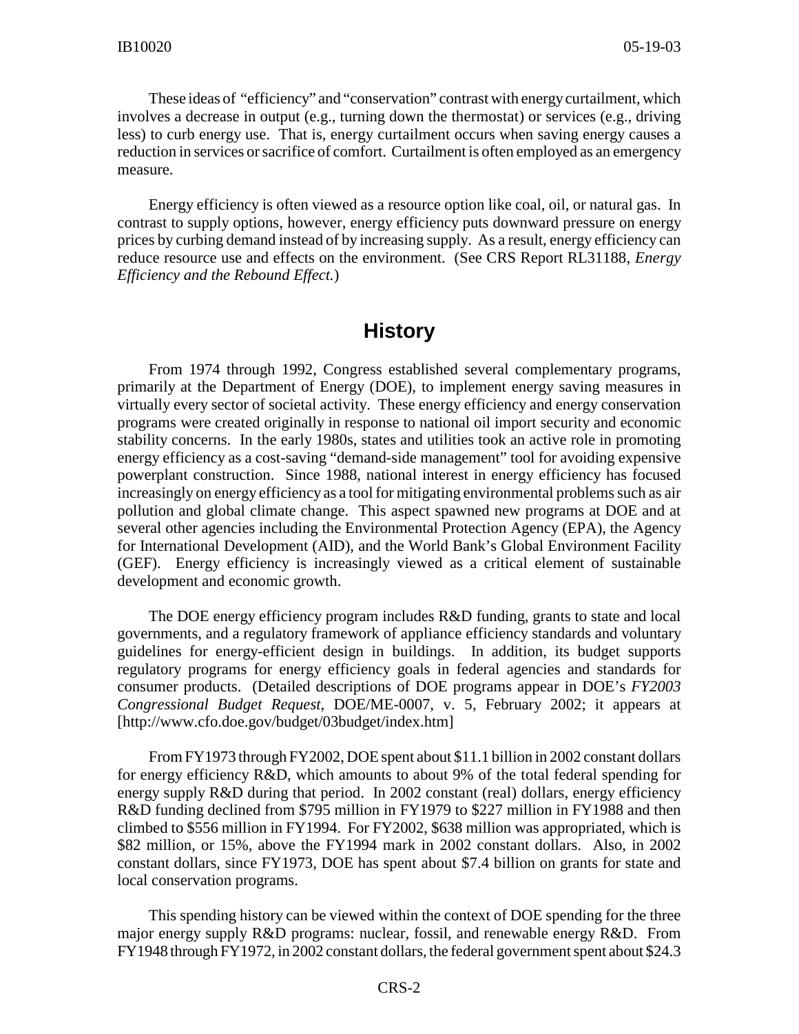These ideas of "efficiency" and "conservation" contrast with energy curtailment, which involves a decrease in output (e.g., turning down the thermostat) or services (e.g., driving less) to curb energy use. That is, energy curtailment occurs when saving energy causes a reduction in services or sacrifice of comfort. Curtailment is often employed as an emergency measure.

Energy efficiency is often viewed as a resource option like coal, oil, or natural gas. In contrast to supply options, however, energy efficiency puts downward pressure on energy prices by curbing demand instead of by increasing supply. As a result, energy efficiency can reduce resource use and effects on the environment. (See CRS Report RL31188, *Energy Efficiency and the Rebound Effect.*)

## History

From 1974 through 1992, Congress established several complementary programs, primarily at the Department of Energy (DOE), to implement energy saving measures in virtually every sector of societal activity. These energy efficiency and energy conservation programs were created originally in response to national oil import security and economic stability concerns. In the early 1980s, states and utilities took an active role in promoting energy efficiency as a cost-saving "demand-side management" tool for avoiding expensive powerplant construction. Since 1988, national interest in energy efficiency has focused increasingly on energy efficiency as a tool for mitigating environmental problems such as air pollution and global climate change. This aspect spawned new programs at DOE and at several other agencies including the Environmental Protection Agency (EPA), the Agency for International Development (AID), and the World Bank's Global Environment Facility (GEF). Energy efficiency is increasingly viewed as a critical element of sustainable development and economic growth.

The DOE energy efficiency program includes R&D funding, grants to state and local governments, and a regulatory framework of appliance efficiency standards and voluntary guidelines for energy-efficient design in buildings. In addition, its budget supports regulatory programs for energy efficiency goals in federal agencies and standards for consumer products. (Detailed descriptions of DOE programs appear in DOE's *FY2003 Congressional Budget Request*, DOE/ME-0007, v. 5, February 2002; it appears at [http://www.cfo.doe.gov/budget/03budget/index.htm]

From FY1973 through FY2002, DOE spent about $11.1 billion in 2002 constant dollars for energy efficiency R&D, which amounts to about 9% of the total federal spending for energy supply R&D during that period. In 2002 constant (real) dollars, energy efficiency R&D funding declined from $795 million in FY1979 to $227 million in FY1988 and then climbed to $556 million in FY1994. For FY2002, $638 million was appropriated, which is $82 million, or 15%, above the FY1994 mark in 2002 constant dollars. Also, in 2002 constant dollars, since FY1973, DOE has spent about $7.4 billion on grants for state and local conservation programs.

This spending history can be viewed within the context of DOE spending for the three major energy supply R&D programs: nuclear, fossil, and renewable energy R&D. From FY1948 through FY1972, in 2002 constant dollars, the federal government spent about $24.3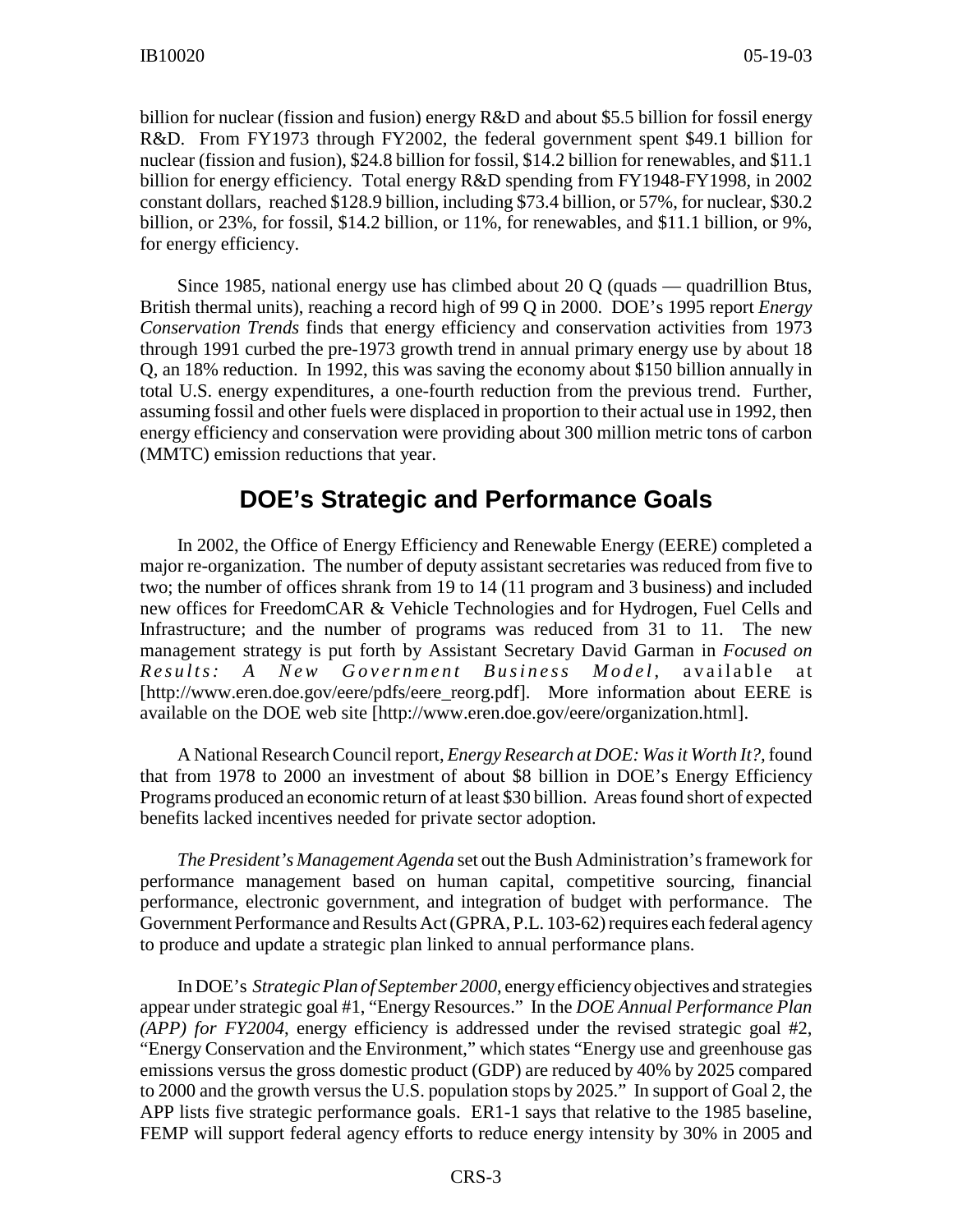billion for nuclear (fission and fusion) energy R&D and about $5.5 billion for fossil energy R&D. From FY1973 through FY2002, the federal government spent $49.1 billion for nuclear (fission and fusion), $24.8 billion for fossil, $14.2 billion for renewables, and $11.1 billion for energy efficiency. Total energy R&D spending from FY1948-FY1998, in 2002 constant dollars, reached $128.9 billion, including $73.4 billion, or 57%, for nuclear, $30.2 billion, or 23%, for fossil, $14.2 billion, or 11%, for renewables, and $11.1 billion, or 9%, for energy efficiency.

Since 1985, national energy use has climbed about 20 Q (quads — quadrillion Btus, British thermal units), reaching a record high of 99 Q in 2000. DOE's 1995 report *Energy Conservation Trends* finds that energy efficiency and conservation activities from 1973 through 1991 curbed the pre-1973 growth trend in annual primary energy use by about 18 Q, an 18% reduction. In 1992, this was saving the economy about $150 billion annually in total U.S. energy expenditures, a one-fourth reduction from the previous trend. Further, assuming fossil and other fuels were displaced in proportion to their actual use in 1992, then energy efficiency and conservation were providing about 300 million metric tons of carbon (MMTC) emission reductions that year.

## DOE's Strategic and Performance Goals

In 2002, the Office of Energy Efficiency and Renewable Energy (EERE) completed a major re-organization. The number of deputy assistant secretaries was reduced from five to two; the number of offices shrank from 19 to 14 (11 program and 3 business) and included new offices for FreedomCAR & Vehicle Technologies and for Hydrogen, Fuel Cells and Infrastructure; and the number of programs was reduced from 31 to 11. The new management strategy is put forth by Assistant Secretary David Garman in *Focused on Results: A New Government Business Model*, available at [http://www.eren.doe.gov/eere/pdfs/eere_reorg.pdf]. More information about EERE is available on the DOE web site [http://www.eren.doe.gov/eere/organization.html].

A National Research Council report, *Energy Research at DOE: Was it Worth It?*, found that from 1978 to 2000 an investment of about $8 billion in DOE's Energy Efficiency Programs produced an economic return of at least $30 billion. Areas found short of expected benefits lacked incentives needed for private sector adoption.

*The President's Management Agenda* set out the Bush Administration's framework for performance management based on human capital, competitive sourcing, financial performance, electronic government, and integration of budget with performance. The Government Performance and Results Act (GPRA, P.L. 103-62) requires each federal agency to produce and update a strategic plan linked to annual performance plans.

In DOE's *Strategic Plan of September 2000*, energy efficiency objectives and strategies appear under strategic goal #1, "Energy Resources." In the *DOE Annual Performance Plan (APP) for FY2004*, energy efficiency is addressed under the revised strategic goal #2, "Energy Conservation and the Environment," which states "Energy use and greenhouse gas emissions versus the gross domestic product (GDP) are reduced by 40% by 2025 compared to 2000 and the growth versus the U.S. population stops by 2025." In support of Goal 2, the APP lists five strategic performance goals. ER1-1 says that relative to the 1985 baseline, FEMP will support federal agency efforts to reduce energy intensity by 30% in 2005 and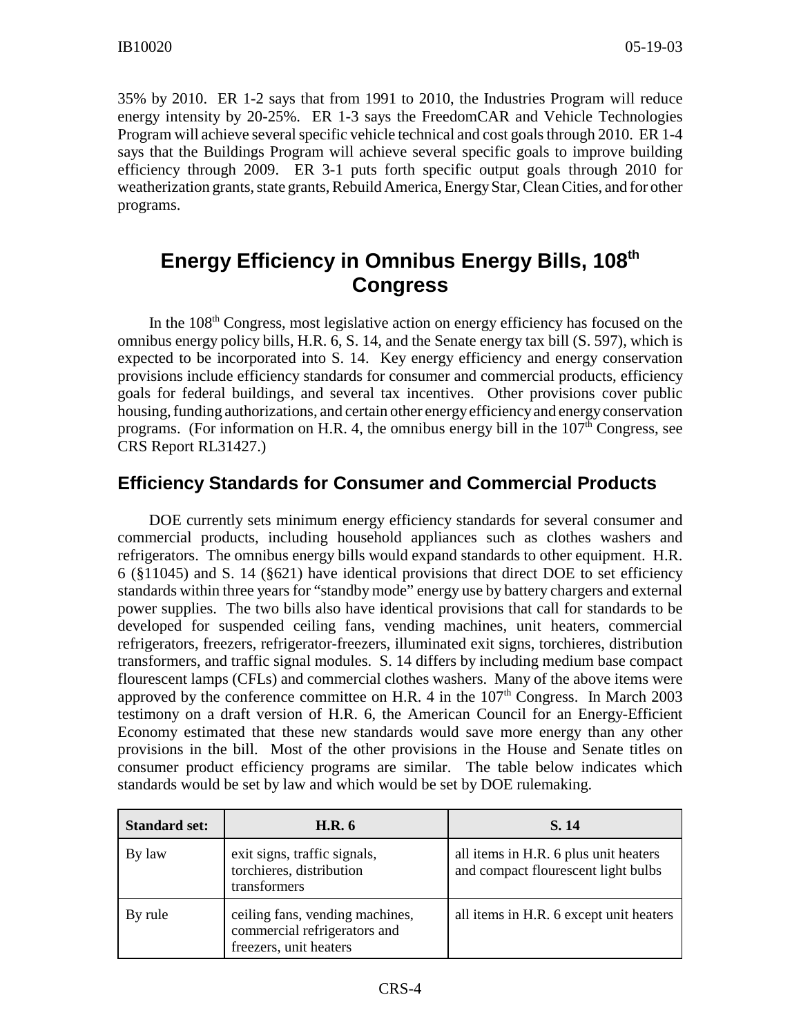35% by 2010. ER 1-2 says that from 1991 to 2010, the Industries Program will reduce energy intensity by 20-25%. ER 1-3 says the FreedomCAR and Vehicle Technologies Program will achieve several specific vehicle technical and cost goals through 2010. ER 1-4 says that the Buildings Program will achieve several specific goals to improve building efficiency through 2009. ER 3-1 puts forth specific output goals through 2010 for weatherization grants, state grants, Rebuild America, Energy Star, Clean Cities, and for other programs.

# Energy Efficiency in Omnibus Energy Bills, 108th Congress

In the 108th Congress, most legislative action on energy efficiency has focused on the omnibus energy policy bills, H.R. 6, S. 14, and the Senate energy tax bill (S. 597), which is expected to be incorporated into S. 14. Key energy efficiency and energy conservation provisions include efficiency standards for consumer and commercial products, efficiency goals for federal buildings, and several tax incentives. Other provisions cover public housing, funding authorizations, and certain other energy efficiency and energy conservation programs. (For information on H.R. 4, the omnibus energy bill in the 107th Congress, see CRS Report RL31427.)

## Efficiency Standards for Consumer and Commercial Products

DOE currently sets minimum energy efficiency standards for several consumer and commercial products, including household appliances such as clothes washers and refrigerators. The omnibus energy bills would expand standards to other equipment. H.R. 6 (§11045) and S. 14 (§621) have identical provisions that direct DOE to set efficiency standards within three years for "standby mode" energy use by battery chargers and external power supplies. The two bills also have identical provisions that call for standards to be developed for suspended ceiling fans, vending machines, unit heaters, commercial refrigerators, freezers, refrigerator-freezers, illuminated exit signs, torchieres, distribution transformers, and traffic signal modules. S. 14 differs by including medium base compact flourescent lamps (CFLs) and commercial clothes washers. Many of the above items were approved by the conference committee on H.R. 4 in the 107th Congress. In March 2003 testimony on a draft version of H.R. 6, the American Council for an Energy-Efficient Economy estimated that these new standards would save more energy than any other provisions in the bill. Most of the other provisions in the House and Senate titles on consumer product efficiency programs are similar. The table below indicates which standards would be set by law and which would be set by DOE rulemaking.

| Standard set: | H.R. 6 | S. 14 |
|---|---|---|
| By law | exit signs, traffic signals, torchieres, distribution transformers | all items in H.R. 6 plus unit heaters and compact flourescent light bulbs |
| By rule | ceiling fans, vending machines, commercial refrigerators and freezers, unit heaters | all items in H.R. 6 except unit heaters |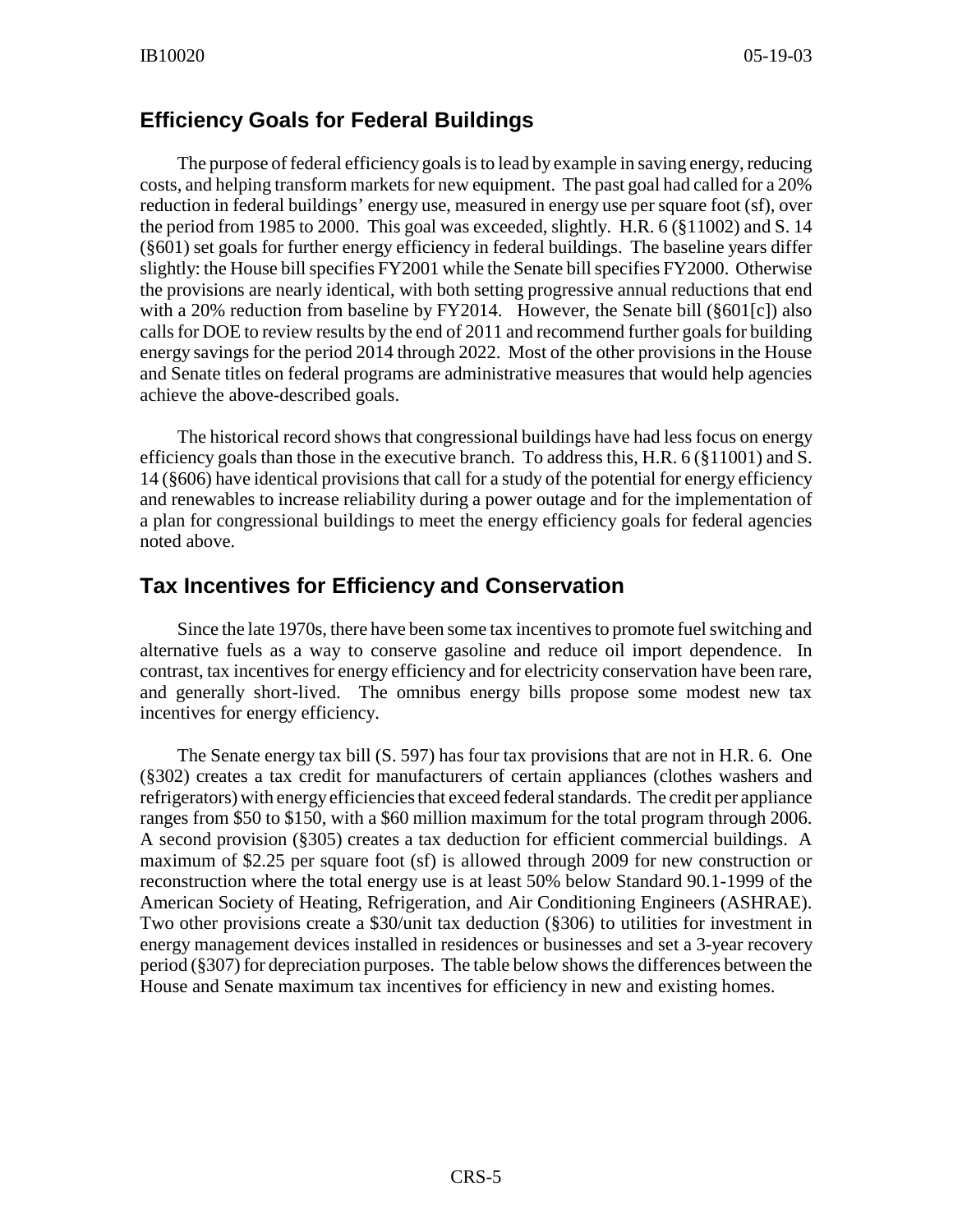## Efficiency Goals for Federal Buildings

The purpose of federal efficiency goals is to lead by example in saving energy, reducing costs, and helping transform markets for new equipment. The past goal had called for a 20% reduction in federal buildings' energy use, measured in energy use per square foot (sf), over the period from 1985 to 2000. This goal was exceeded, slightly. H.R. 6 (§11002) and S. 14 (§601) set goals for further energy efficiency in federal buildings. The baseline years differ slightly: the House bill specifies FY2001 while the Senate bill specifies FY2000. Otherwise the provisions are nearly identical, with both setting progressive annual reductions that end with a 20% reduction from baseline by FY2014. However, the Senate bill (§601[c]) also calls for DOE to review results by the end of 2011 and recommend further goals for building energy savings for the period 2014 through 2022. Most of the other provisions in the House and Senate titles on federal programs are administrative measures that would help agencies achieve the above-described goals.

The historical record shows that congressional buildings have had less focus on energy efficiency goals than those in the executive branch. To address this, H.R. 6 (§11001) and S. 14 (§606) have identical provisions that call for a study of the potential for energy efficiency and renewables to increase reliability during a power outage and for the implementation of a plan for congressional buildings to meet the energy efficiency goals for federal agencies noted above.

## Tax Incentives for Efficiency and Conservation

Since the late 1970s, there have been some tax incentives to promote fuel switching and alternative fuels as a way to conserve gasoline and reduce oil import dependence. In contrast, tax incentives for energy efficiency and for electricity conservation have been rare, and generally short-lived. The omnibus energy bills propose some modest new tax incentives for energy efficiency.

The Senate energy tax bill (S. 597) has four tax provisions that are not in H.R. 6. One (§302) creates a tax credit for manufacturers of certain appliances (clothes washers and refrigerators) with energy efficiencies that exceed federal standards. The credit per appliance ranges from $50 to $150, with a $60 million maximum for the total program through 2006. A second provision (§305) creates a tax deduction for efficient commercial buildings. A maximum of $2.25 per square foot (sf) is allowed through 2009 for new construction or reconstruction where the total energy use is at least 50% below Standard 90.1-1999 of the American Society of Heating, Refrigeration, and Air Conditioning Engineers (ASHRAE). Two other provisions create a $30/unit tax deduction (§306) to utilities for investment in energy management devices installed in residences or businesses and set a 3-year recovery period (§307) for depreciation purposes. The table below shows the differences between the House and Senate maximum tax incentives for efficiency in new and existing homes.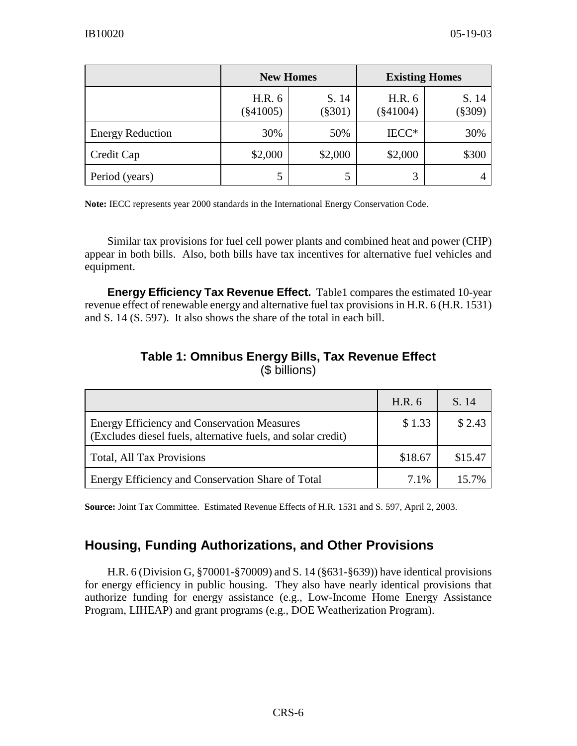| | New Homes | | Existing Homes | |
|---|---|---|---|---|
| | H.R. 6 (§41005) | S. 14 (§301) | H.R. 6 (§41004) | S. 14 (§309) |
| Energy Reduction | 30% | 50% | IECC* | 30% |
| Credit Cap | $2,000 | $2,000 | $2,000 | $300 |
| Period (years) | 5 | 5 | 3 | 4 |

**Note:** IECC represents year 2000 standards in the International Energy Conservation Code.

Similar tax provisions for fuel cell power plants and combined heat and power (CHP) appear in both bills. Also, both bills have tax incentives for alternative fuel vehicles and equipment.

**Energy Efficiency Tax Revenue Effect.** Table1 compares the estimated 10-year revenue effect of renewable energy and alternative fuel tax provisions in H.R. 6 (H.R. 1531) and S. 14 (S. 597). It also shows the share of the total in each bill.

**Table 1: Omnibus Energy Bills, Tax Revenue Effect**
($ billions)

| | H.R. 6 | S. 14 |
|---|---|---|
| Energy Efficiency and Conservation Measures (Excludes diesel fuels, alternative fuels, and solar credit) | $ 1.33 | $ 2.43 |
| Total, All Tax Provisions | $18.67 | $15.47 |
| Energy Efficiency and Conservation Share of Total | 7.1% | 15.7% |

**Source:** Joint Tax Committee. Estimated Revenue Effects of H.R. 1531 and S. 597, April 2, 2003.

## Housing, Funding Authorizations, and Other Provisions

H.R. 6 (Division G, §70001-§70009) and S. 14 (§631-§639)) have identical provisions for energy efficiency in public housing. They also have nearly identical provisions that authorize funding for energy assistance (e.g., Low-Income Home Energy Assistance Program, LIHEAP) and grant programs (e.g., DOE Weatherization Program).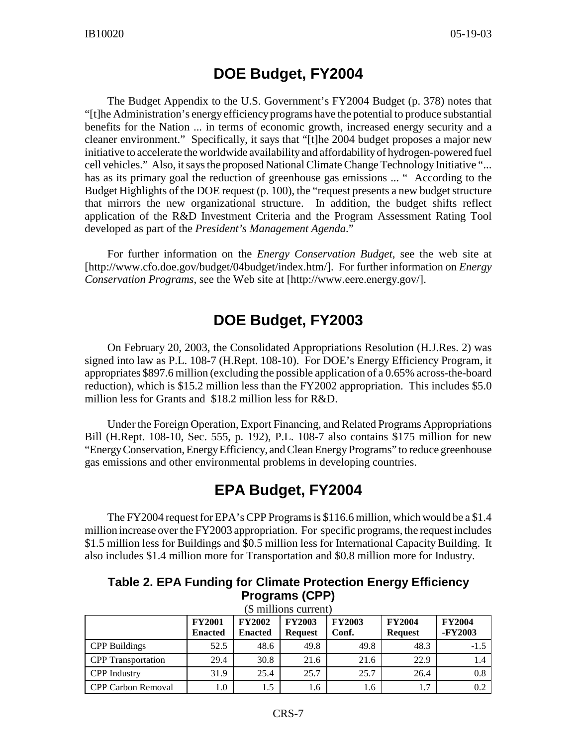## DOE Budget, FY2004

The Budget Appendix to the U.S. Government's FY2004 Budget (p. 378) notes that "[t]he Administration's energy efficiency programs have the potential to produce substantial benefits for the Nation ... in terms of economic growth, increased energy security and a cleaner environment." Specifically, it says that "[t]he 2004 budget proposes a major new initiative to accelerate the worldwide availability and affordability of hydrogen-powered fuel cell vehicles." Also, it says the proposed National Climate Change Technology Initiative "... has as its primary goal the reduction of greenhouse gas emissions ... " According to the Budget Highlights of the DOE request (p. 100), the "request presents a new budget structure that mirrors the new organizational structure. In addition, the budget shifts reflect application of the R&D Investment Criteria and the Program Assessment Rating Tool developed as part of the *President's Management Agenda*."

For further information on the *Energy Conservation Budget*, see the web site at [http://www.cfo.doe.gov/budget/04budget/index.htm/]. For further information on *Energy Conservation Programs*, see the Web site at [http://www.eere.energy.gov/].

## DOE Budget, FY2003

On February 20, 2003, the Consolidated Appropriations Resolution (H.J.Res. 2) was signed into law as P.L. 108-7 (H.Rept. 108-10). For DOE's Energy Efficiency Program, it appropriates $897.6 million (excluding the possible application of a 0.65% across-the-board reduction), which is $15.2 million less than the FY2002 appropriation. This includes $5.0 million less for Grants and $18.2 million less for R&D.

Under the Foreign Operation, Export Financing, and Related Programs Appropriations Bill (H.Rept. 108-10, Sec. 555, p. 192), P.L. 108-7 also contains $175 million for new "Energy Conservation, Energy Efficiency, and Clean Energy Programs" to reduce greenhouse gas emissions and other environmental problems in developing countries.

## EPA Budget, FY2004

The FY2004 request for EPA's CPP Programs is $116.6 million, which would be a $1.4 million increase over the FY2003 appropriation. For specific programs, the request includes $1.5 million less for Buildings and $0.5 million less for International Capacity Building. It also includes $1.4 million more for Transportation and $0.8 million more for Industry.

**Table 2. EPA Funding for Climate Protection Energy Efficiency Programs (CPP)**

($ millions current)

| | FY2001 Enacted | FY2002 Enacted | FY2003 Request | FY2003 Conf. | FY2004 Request | FY2004 -FY2003 |
|---|---|---|---|---|---|---|
| CPP Buildings | 52.5 | 48.6 | 49.8 | 49.8 | 48.3 | -1.5 |
| CPP Transportation | 29.4 | 30.8 | 21.6 | 21.6 | 22.9 | 1.4 |
| CPP Industry | 31.9 | 25.4 | 25.7 | 25.7 | 26.4 | 0.8 |
| CPP Carbon Removal | 1.0 | 1.5 | 1.6 | 1.6 | 1.7 | 0.2 |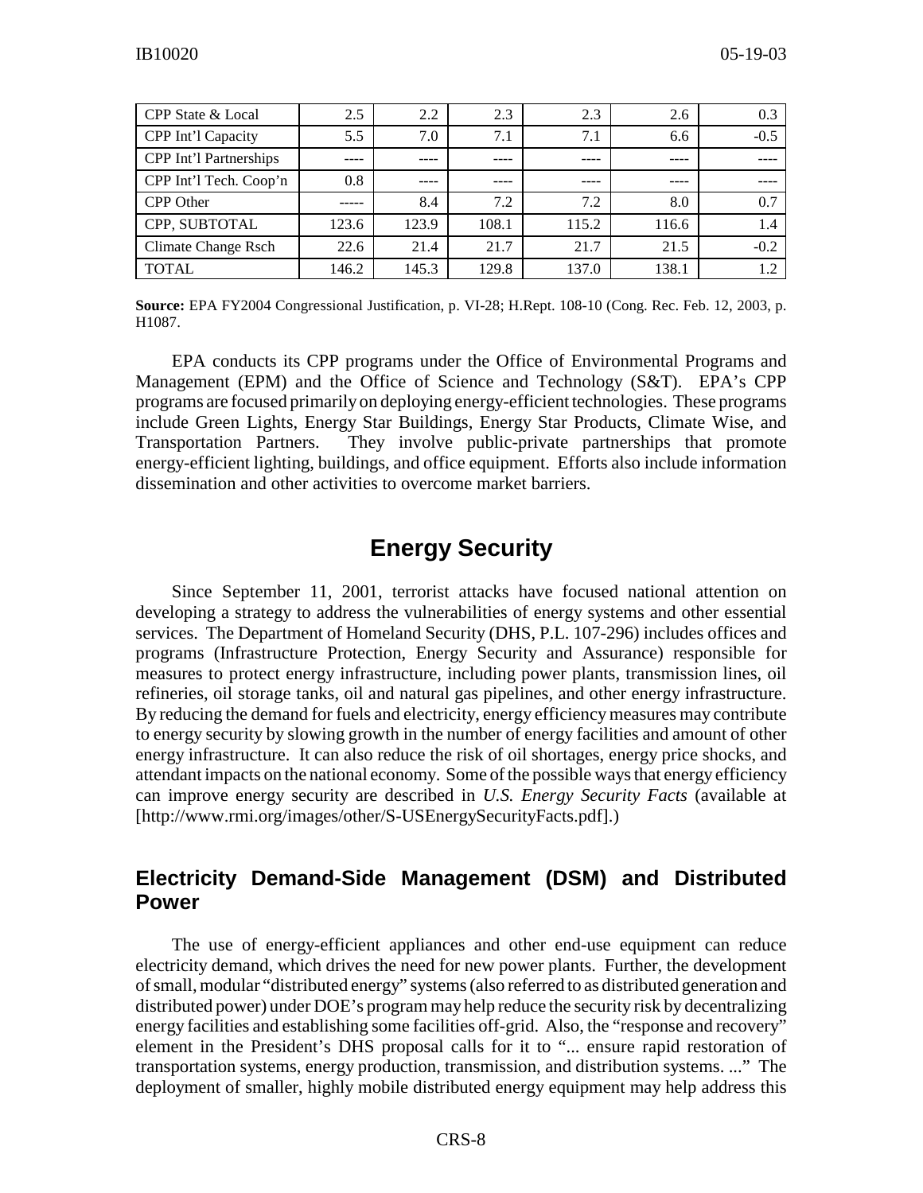| CPP State & Local | 2.5 | 2.2 | 2.3 | 2.3 | 2.6 | 0.3 |
| --- | --- | --- | --- | --- | --- | --- |
| CPP Int'l Capacity | 5.5 | 7.0 | 7.1 | 7.1 | 6.6 | -0.5 |
| CPP Int'l Partnerships | ---- | ---- | ---- | ---- | ---- | ---- |
| CPP Int'l Tech. Coop'n | 0.8 | ---- | ---- | ---- | ---- | ---- |
| CPP Other | ----- | 8.4 | 7.2 | 7.2 | 8.0 | 0.7 |
| CPP, SUBTOTAL | 123.6 | 123.9 | 108.1 | 115.2 | 116.6 | 1.4 |
| Climate Change Rsch | 22.6 | 21.4 | 21.7 | 21.7 | 21.5 | -0.2 |
| TOTAL | 146.2 | 145.3 | 129.8 | 137.0 | 138.1 | 1.2 |

**Source:** EPA FY2004 Congressional Justification, p. VI-28; H.Rept. 108-10 (Cong. Rec. Feb. 12, 2003, p. H1087.

EPA conducts its CPP programs under the Office of Environmental Programs and Management (EPM) and the Office of Science and Technology (S&T). EPA's CPP programs are focused primarily on deploying energy-efficient technologies. These programs include Green Lights, Energy Star Buildings, Energy Star Products, Climate Wise, and Transportation Partners. They involve public-private partnerships that promote energy-efficient lighting, buildings, and office equipment. Efforts also include information dissemination and other activities to overcome market barriers.

# Energy Security

Since September 11, 2001, terrorist attacks have focused national attention on developing a strategy to address the vulnerabilities of energy systems and other essential services. The Department of Homeland Security (DHS, P.L. 107-296) includes offices and programs (Infrastructure Protection, Energy Security and Assurance) responsible for measures to protect energy infrastructure, including power plants, transmission lines, oil refineries, oil storage tanks, oil and natural gas pipelines, and other energy infrastructure. By reducing the demand for fuels and electricity, energy efficiency measures may contribute to energy security by slowing growth in the number of energy facilities and amount of other energy infrastructure. It can also reduce the risk of oil shortages, energy price shocks, and attendant impacts on the national economy. Some of the possible ways that energy efficiency can improve energy security are described in *U.S. Energy Security Facts* (available at [http://www.rmi.org/images/other/S-USEnergySecurityFacts.pdf].)

## Electricity Demand-Side Management (DSM) and Distributed Power

The use of energy-efficient appliances and other end-use equipment can reduce electricity demand, which drives the need for new power plants. Further, the development of small, modular "distributed energy" systems (also referred to as distributed generation and distributed power) under DOE's program may help reduce the security risk by decentralizing energy facilities and establishing some facilities off-grid. Also, the "response and recovery" element in the President's DHS proposal calls for it to "... ensure rapid restoration of transportation systems, energy production, transmission, and distribution systems. ..." The deployment of smaller, highly mobile distributed energy equipment may help address this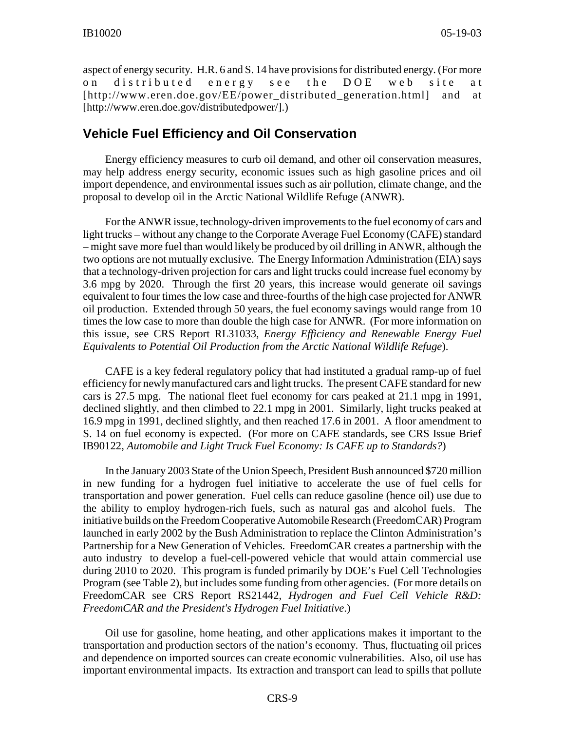aspect of energy security. H.R. 6 and S. 14 have provisions for distributed energy. (For more on distributed energy see the DOE web site at [http://www.eren.doe.gov/EE/power_distributed_generation.html] and at [http://www.eren.doe.gov/distributedpower/].)

## Vehicle Fuel Efficiency and Oil Conservation

Energy efficiency measures to curb oil demand, and other oil conservation measures, may help address energy security, economic issues such as high gasoline prices and oil import dependence, and environmental issues such as air pollution, climate change, and the proposal to develop oil in the Arctic National Wildlife Refuge (ANWR).

For the ANWR issue, technology-driven improvements to the fuel economy of cars and light trucks – without any change to the Corporate Average Fuel Economy (CAFE) standard – might save more fuel than would likely be produced by oil drilling in ANWR, although the two options are not mutually exclusive. The Energy Information Administration (EIA) says that a technology-driven projection for cars and light trucks could increase fuel economy by 3.6 mpg by 2020. Through the first 20 years, this increase would generate oil savings equivalent to four times the low case and three-fourths of the high case projected for ANWR oil production. Extended through 50 years, the fuel economy savings would range from 10 times the low case to more than double the high case for ANWR. (For more information on this issue, see CRS Report RL31033, *Energy Efficiency and Renewable Energy Fuel Equivalents to Potential Oil Production from the Arctic National Wildlife Refuge*).

CAFE is a key federal regulatory policy that had instituted a gradual ramp-up of fuel efficiency for newly manufactured cars and light trucks. The present CAFE standard for new cars is 27.5 mpg. The national fleet fuel economy for cars peaked at 21.1 mpg in 1991, declined slightly, and then climbed to 22.1 mpg in 2001. Similarly, light trucks peaked at 16.9 mpg in 1991, declined slightly, and then reached 17.6 in 2001. A floor amendment to S. 14 on fuel economy is expected. (For more on CAFE standards, see CRS Issue Brief IB90122, *Automobile and Light Truck Fuel Economy: Is CAFE up to Standards?*)

In the January 2003 State of the Union Speech, President Bush announced $720 million in new funding for a hydrogen fuel initiative to accelerate the use of fuel cells for transportation and power generation. Fuel cells can reduce gasoline (hence oil) use due to the ability to employ hydrogen-rich fuels, such as natural gas and alcohol fuels. The initiative builds on the Freedom Cooperative Automobile Research (FreedomCAR) Program launched in early 2002 by the Bush Administration to replace the Clinton Administration's Partnership for a New Generation of Vehicles. FreedomCAR creates a partnership with the auto industry to develop a fuel-cell-powered vehicle that would attain commercial use during 2010 to 2020. This program is funded primarily by DOE's Fuel Cell Technologies Program (see Table 2), but includes some funding from other agencies. (For more details on FreedomCAR see CRS Report RS21442, *Hydrogen and Fuel Cell Vehicle R&D: FreedomCAR and the President's Hydrogen Fuel Initiative*.)

Oil use for gasoline, home heating, and other applications makes it important to the transportation and production sectors of the nation's economy. Thus, fluctuating oil prices and dependence on imported sources can create economic vulnerabilities. Also, oil use has important environmental impacts. Its extraction and transport can lead to spills that pollute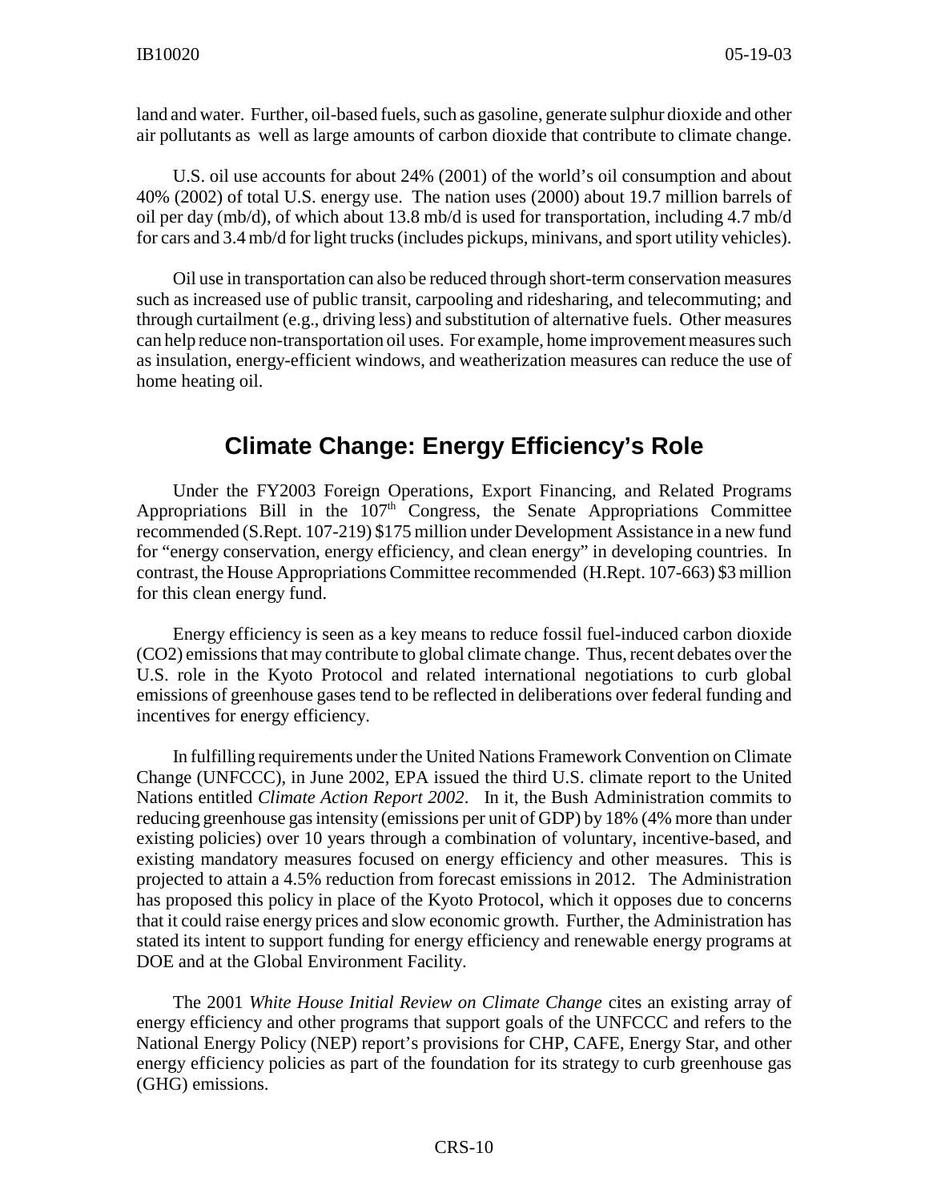land and water. Further, oil-based fuels, such as gasoline, generate sulphur dioxide and other air pollutants as well as large amounts of carbon dioxide that contribute to climate change.

U.S. oil use accounts for about 24% (2001) of the world's oil consumption and about 40% (2002) of total U.S. energy use. The nation uses (2000) about 19.7 million barrels of oil per day (mb/d), of which about 13.8 mb/d is used for transportation, including 4.7 mb/d for cars and 3.4 mb/d for light trucks (includes pickups, minivans, and sport utility vehicles).

Oil use in transportation can also be reduced through short-term conservation measures such as increased use of public transit, carpooling and ridesharing, and telecommuting; and through curtailment (e.g., driving less) and substitution of alternative fuels. Other measures can help reduce non-transportation oil uses. For example, home improvement measures such as insulation, energy-efficient windows, and weatherization measures can reduce the use of home heating oil.

## Climate Change: Energy Efficiency's Role

Under the FY2003 Foreign Operations, Export Financing, and Related Programs Appropriations Bill in the 107th Congress, the Senate Appropriations Committee recommended (S.Rept. 107-219) $175 million under Development Assistance in a new fund for "energy conservation, energy efficiency, and clean energy" in developing countries. In contrast, the House Appropriations Committee recommended (H.Rept. 107-663) $3 million for this clean energy fund.

Energy efficiency is seen as a key means to reduce fossil fuel-induced carbon dioxide ($CO_2$) emissions that may contribute to global climate change. Thus, recent debates over the U.S. role in the Kyoto Protocol and related international negotiations to curb global emissions of greenhouse gases tend to be reflected in deliberations over federal funding and incentives for energy efficiency.

In fulfilling requirements under the United Nations Framework Convention on Climate Change (UNFCCC), in June 2002, EPA issued the third U.S. climate report to the United Nations entitled *Climate Action Report 2002*. In it, the Bush Administration commits to reducing greenhouse gas intensity (emissions per unit of GDP) by 18% (4% more than under existing policies) over 10 years through a combination of voluntary, incentive-based, and existing mandatory measures focused on energy efficiency and other measures. This is projected to attain a 4.5% reduction from forecast emissions in 2012. The Administration has proposed this policy in place of the Kyoto Protocol, which it opposes due to concerns that it could raise energy prices and slow economic growth. Further, the Administration has stated its intent to support funding for energy efficiency and renewable energy programs at DOE and at the Global Environment Facility.

The 2001 *White House Initial Review on Climate Change* cites an existing array of energy efficiency and other programs that support goals of the UNFCCC and refers to the National Energy Policy (NEP) report's provisions for CHP, CAFE, Energy Star, and other energy efficiency policies as part of the foundation for its strategy to curb greenhouse gas (GHG) emissions.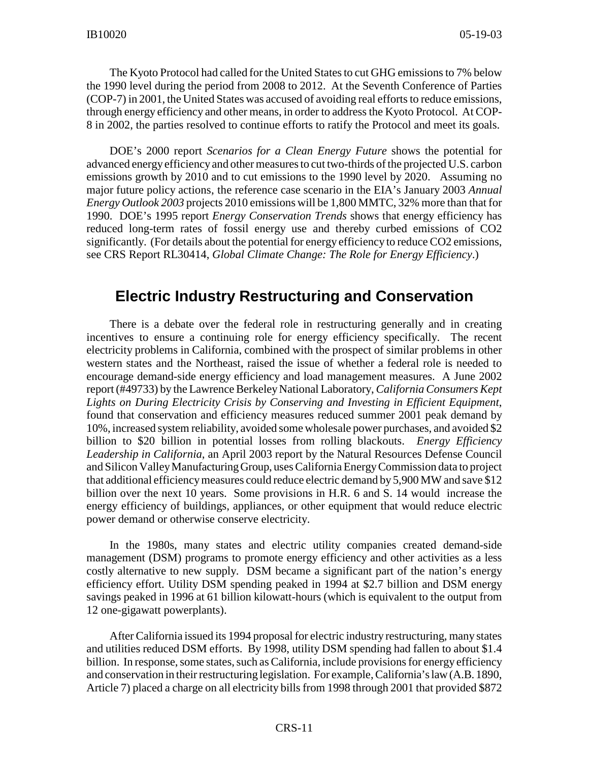The Kyoto Protocol had called for the United States to cut GHG emissions to 7% below the 1990 level during the period from 2008 to 2012. At the Seventh Conference of Parties (COP-7) in 2001, the United States was accused of avoiding real efforts to reduce emissions, through energy efficiency and other means, in order to address the Kyoto Protocol. At COP-8 in 2002, the parties resolved to continue efforts to ratify the Protocol and meet its goals.

DOE's 2000 report *Scenarios for a Clean Energy Future* shows the potential for advanced energy efficiency and other measures to cut two-thirds of the projected U.S. carbon emissions growth by 2010 and to cut emissions to the 1990 level by 2020. Assuming no major future policy actions, the reference case scenario in the EIA's January 2003 *Annual Energy Outlook 2003* projects 2010 emissions will be 1,800 MMTC, 32% more than that for 1990. DOE's 1995 report *Energy Conservation Trends* shows that energy efficiency has reduced long-term rates of fossil energy use and thereby curbed emissions of CO2 significantly. (For details about the potential for energy efficiency to reduce CO2 emissions, see CRS Report RL30414, *Global Climate Change: The Role for Energy Efficiency*.)

## Electric Industry Restructuring and Conservation

There is a debate over the federal role in restructuring generally and in creating incentives to ensure a continuing role for energy efficiency specifically. The recent electricity problems in California, combined with the prospect of similar problems in other western states and the Northeast, raised the issue of whether a federal role is needed to encourage demand-side energy efficiency and load management measures. A June 2002 report (#49733) by the Lawrence Berkeley National Laboratory, *California Consumers Kept Lights on During Electricity Crisis by Conserving and Investing in Efficient Equipment*, found that conservation and efficiency measures reduced summer 2001 peak demand by 10%, increased system reliability, avoided some wholesale power purchases, and avoided $2 billion to $20 billion in potential losses from rolling blackouts. *Energy Efficiency Leadership in California*, an April 2003 report by the Natural Resources Defense Council and Silicon Valley Manufacturing Group, uses California Energy Commission data to project that additional efficiency measures could reduce electric demand by 5,900 MW and save $12 billion over the next 10 years. Some provisions in H.R. 6 and S. 14 would increase the energy efficiency of buildings, appliances, or other equipment that would reduce electric power demand or otherwise conserve electricity.

In the 1980s, many states and electric utility companies created demand-side management (DSM) programs to promote energy efficiency and other activities as a less costly alternative to new supply. DSM became a significant part of the nation's energy efficiency effort. Utility DSM spending peaked in 1994 at $2.7 billion and DSM energy savings peaked in 1996 at 61 billion kilowatt-hours (which is equivalent to the output from 12 one-gigawatt powerplants).

After California issued its 1994 proposal for electric industry restructuring, many states and utilities reduced DSM efforts. By 1998, utility DSM spending had fallen to about $1.4 billion. In response, some states, such as California, include provisions for energy efficiency and conservation in their restructuring legislation. For example, California's law (A.B. 1890, Article 7) placed a charge on all electricity bills from 1998 through 2001 that provided $872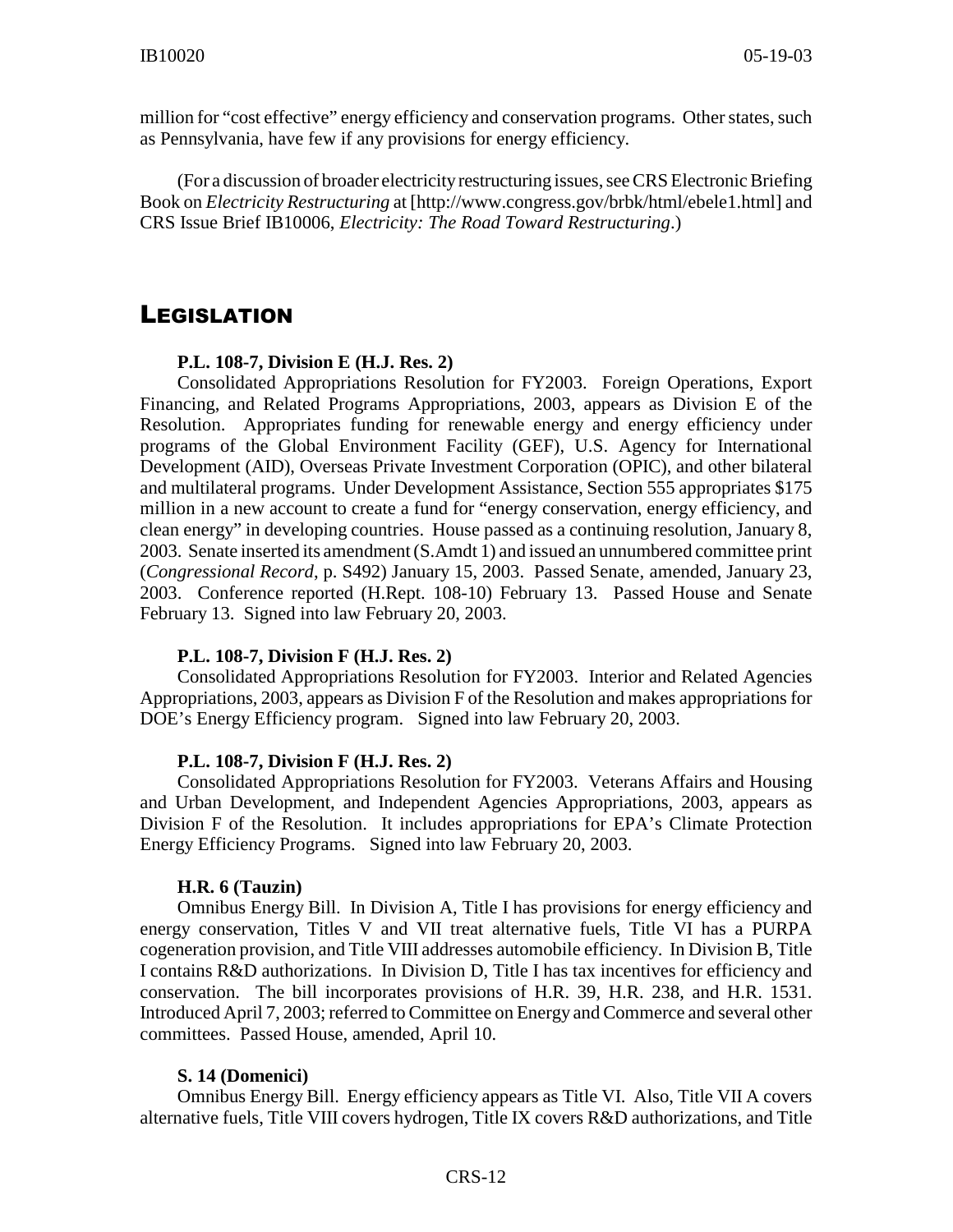million for "cost effective" energy efficiency and conservation programs. Other states, such as Pennsylvania, have few if any provisions for energy efficiency.

(For a discussion of broader electricity restructuring issues, see CRS Electronic Briefing Book on *Electricity Restructuring* at [http://www.congress.gov/brbk/html/ebele1.html] and CRS Issue Brief IB10006, *Electricity: The Road Toward Restructuring*.)

## LEGISLATION

**P.L. 108-7, Division E (H.J. Res. 2)**

Consolidated Appropriations Resolution for FY2003. Foreign Operations, Export Financing, and Related Programs Appropriations, 2003, appears as Division E of the Resolution. Appropriates funding for renewable energy and energy efficiency under programs of the Global Environment Facility (GEF), U.S. Agency for International Development (AID), Overseas Private Investment Corporation (OPIC), and other bilateral and multilateral programs. Under Development Assistance, Section 555 appropriates $175 million in a new account to create a fund for "energy conservation, energy efficiency, and clean energy" in developing countries. House passed as a continuing resolution, January 8, 2003. Senate inserted its amendment (S.Amdt 1) and issued an unnumbered committee print (*Congressional Record*, p. S492) January 15, 2003. Passed Senate, amended, January 23, 2003. Conference reported (H.Rept. 108-10) February 13. Passed House and Senate February 13. Signed into law February 20, 2003.

**P.L. 108-7, Division F (H.J. Res. 2)**

Consolidated Appropriations Resolution for FY2003. Interior and Related Agencies Appropriations, 2003, appears as Division F of the Resolution and makes appropriations for DOE's Energy Efficiency program. Signed into law February 20, 2003.

**P.L. 108-7, Division F (H.J. Res. 2)**

Consolidated Appropriations Resolution for FY2003. Veterans Affairs and Housing and Urban Development, and Independent Agencies Appropriations, 2003, appears as Division F of the Resolution. It includes appropriations for EPA's Climate Protection Energy Efficiency Programs. Signed into law February 20, 2003.

**H.R. 6 (Tauzin)**

Omnibus Energy Bill. In Division A, Title I has provisions for energy efficiency and energy conservation, Titles V and VII treat alternative fuels, Title VI has a PURPA cogeneration provision, and Title VIII addresses automobile efficiency. In Division B, Title I contains R&D authorizations. In Division D, Title I has tax incentives for efficiency and conservation. The bill incorporates provisions of H.R. 39, H.R. 238, and H.R. 1531. Introduced April 7, 2003; referred to Committee on Energy and Commerce and several other committees. Passed House, amended, April 10.

**S. 14 (Domenici)**

Omnibus Energy Bill. Energy efficiency appears as Title VI. Also, Title VII A covers alternative fuels, Title VIII covers hydrogen, Title IX covers R&D authorizations, and Title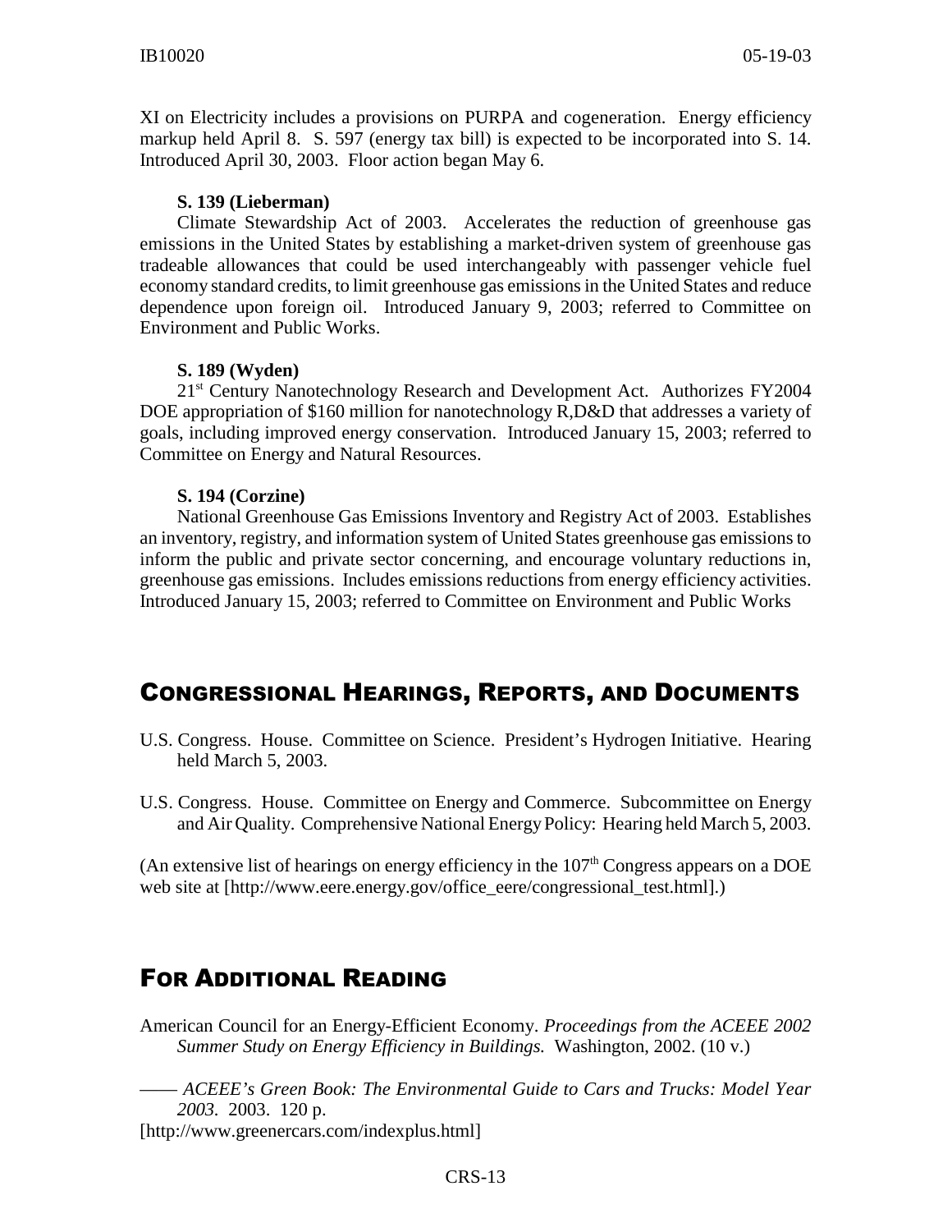XI on Electricity includes a provisions on PURPA and cogeneration. Energy efficiency markup held April 8. S. 597 (energy tax bill) is expected to be incorporated into S. 14. Introduced April 30, 2003. Floor action began May 6.

**S. 139 (Lieberman)**

Climate Stewardship Act of 2003. Accelerates the reduction of greenhouse gas emissions in the United States by establishing a market-driven system of greenhouse gas tradeable allowances that could be used interchangeably with passenger vehicle fuel economy standard credits, to limit greenhouse gas emissions in the United States and reduce dependence upon foreign oil. Introduced January 9, 2003; referred to Committee on Environment and Public Works.

**S. 189 (Wyden)**

21st Century Nanotechnology Research and Development Act. Authorizes FY2004 DOE appropriation of $160 million for nanotechnology R,D&D that addresses a variety of goals, including improved energy conservation. Introduced January 15, 2003; referred to Committee on Energy and Natural Resources.

**S. 194 (Corzine)**

National Greenhouse Gas Emissions Inventory and Registry Act of 2003. Establishes an inventory, registry, and information system of United States greenhouse gas emissions to inform the public and private sector concerning, and encourage voluntary reductions in, greenhouse gas emissions. Includes emissions reductions from energy efficiency activities. Introduced January 15, 2003; referred to Committee on Environment and Public Works

## Congressional Hearings, Reports, and Documents

U.S. Congress. House. Committee on Science. President's Hydrogen Initiative. Hearing held March 5, 2003.

U.S. Congress. House. Committee on Energy and Commerce. Subcommittee on Energy and Air Quality. Comprehensive National Energy Policy: Hearing held March 5, 2003.

(An extensive list of hearings on energy efficiency in the 107th Congress appears on a DOE web site at [http://www.eere.energy.gov/office_eere/congressional_test.html].)

## For Additional Reading

American Council for an Energy-Efficient Economy. *Proceedings from the ACEEE 2002 Summer Study on Energy Efficiency in Buildings.* Washington, 2002. (10 v.)

—— *ACEEE's Green Book: The Environmental Guide to Cars and Trucks: Model Year 2003.* 2003. 120 p.
[http://www.greenercars.com/indexplus.html]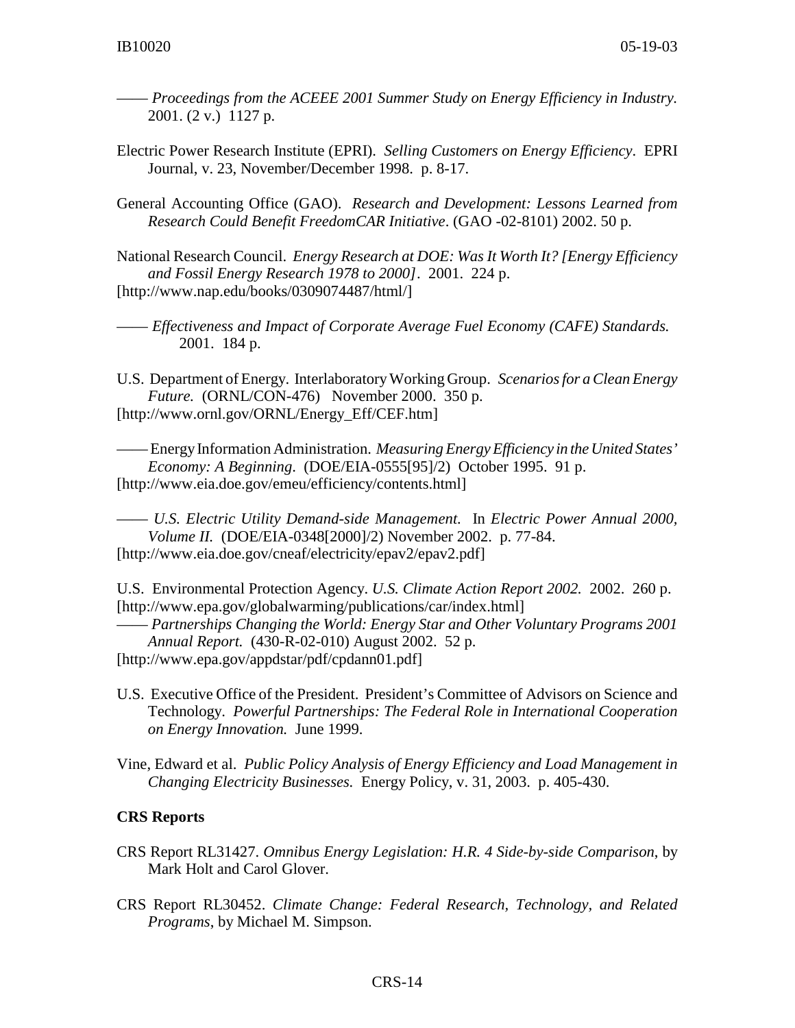—— *Proceedings from the ACEEE 2001 Summer Study on Energy Efficiency in Industry.* 2001. (2 v.) 1127 p.

Electric Power Research Institute (EPRI). *Selling Customers on Energy Efficiency*. EPRI Journal, v. 23, November/December 1998. p. 8-17.

General Accounting Office (GAO). *Research and Development: Lessons Learned from Research Could Benefit FreedomCAR Initiative*. (GAO -02-8101) 2002. 50 p.

National Research Council. *Energy Research at DOE: Was It Worth It? [Energy Efficiency and Fossil Energy Research 1978 to 2000]*. 2001. 224 p. [http://www.nap.edu/books/0309074487/html/]

—— *Effectiveness and Impact of Corporate Average Fuel Economy (CAFE) Standards.* 2001. 184 p.

U.S. Department of Energy. Interlaboratory Working Group. *Scenarios for a Clean Energy Future.* (ORNL/CON-476) November 2000. 350 p. [http://www.ornl.gov/ORNL/Energy_Eff/CEF.htm]

—— Energy Information Administration. *Measuring Energy Efficiency in the United States' Economy: A Beginning*. (DOE/EIA-0555[95]/2) October 1995. 91 p. [http://www.eia.doe.gov/emeu/efficiency/contents.html]

—— *U.S. Electric Utility Demand-side Management.* In *Electric Power Annual 2000, Volume II.* (DOE/EIA-0348[2000]/2) November 2002. p. 77-84. [http://www.eia.doe.gov/cneaf/electricity/epav2/epav2.pdf]

U.S. Environmental Protection Agency. *U.S. Climate Action Report 2002.* 2002. 260 p. [http://www.epa.gov/globalwarming/publications/car/index.html]

—— *Partnerships Changing the World: Energy Star and Other Voluntary Programs 2001 Annual Report.* (430-R-02-010) August 2002. 52 p. [http://www.epa.gov/appdstar/pdf/cpdann01.pdf]

U.S. Executive Office of the President. President's Committee of Advisors on Science and Technology. *Powerful Partnerships: The Federal Role in International Cooperation on Energy Innovation.* June 1999.

Vine, Edward et al. *Public Policy Analysis of Energy Efficiency and Load Management in Changing Electricity Businesses.* Energy Policy, v. 31, 2003. p. 405-430.

**CRS Reports**

CRS Report RL31427. *Omnibus Energy Legislation: H.R. 4 Side-by-side Comparison*, by Mark Holt and Carol Glover.

CRS Report RL30452. *Climate Change: Federal Research, Technology, and Related Programs*, by Michael M. Simpson.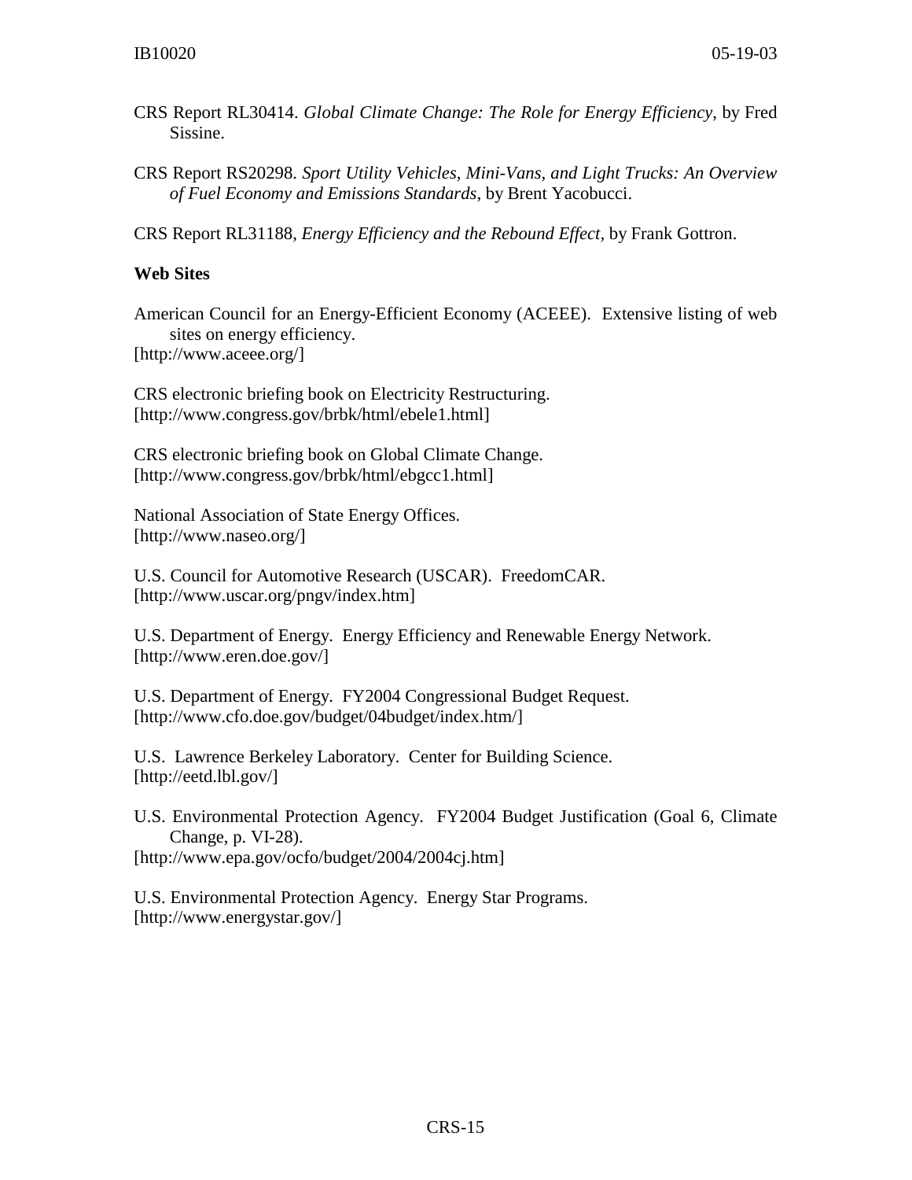CRS Report RL30414. *Global Climate Change: The Role for Energy Efficiency*, by Fred Sissine.

CRS Report RS20298. *Sport Utility Vehicles, Mini-Vans, and Light Trucks: An Overview of Fuel Economy and Emissions Standards*, by Brent Yacobucci.

CRS Report RL31188, *Energy Efficiency and the Rebound Effect*, by Frank Gottron.

**Web Sites**

American Council for an Energy-Efficient Economy (ACEEE). Extensive listing of web sites on energy efficiency.
[http://www.aceee.org/]

CRS electronic briefing book on Electricity Restructuring.
[http://www.congress.gov/brbk/html/ebele1.html]

CRS electronic briefing book on Global Climate Change.
[http://www.congress.gov/brbk/html/ebgcc1.html]

National Association of State Energy Offices.
[http://www.naseo.org/]

U.S. Council for Automotive Research (USCAR). FreedomCAR.
[http://www.uscar.org/pngv/index.htm]

U.S. Department of Energy. Energy Efficiency and Renewable Energy Network.
[http://www.eren.doe.gov/]

U.S. Department of Energy. FY2004 Congressional Budget Request.
[http://www.cfo.doe.gov/budget/04budget/index.htm/]

U.S. Lawrence Berkeley Laboratory. Center for Building Science.
[http://eetd.lbl.gov/]

U.S. Environmental Protection Agency. FY2004 Budget Justification (Goal 6, Climate Change, p. VI-28).
[http://www.epa.gov/ocfo/budget/2004/2004cj.htm]

U.S. Environmental Protection Agency. Energy Star Programs.
[http://www.energystar.gov/]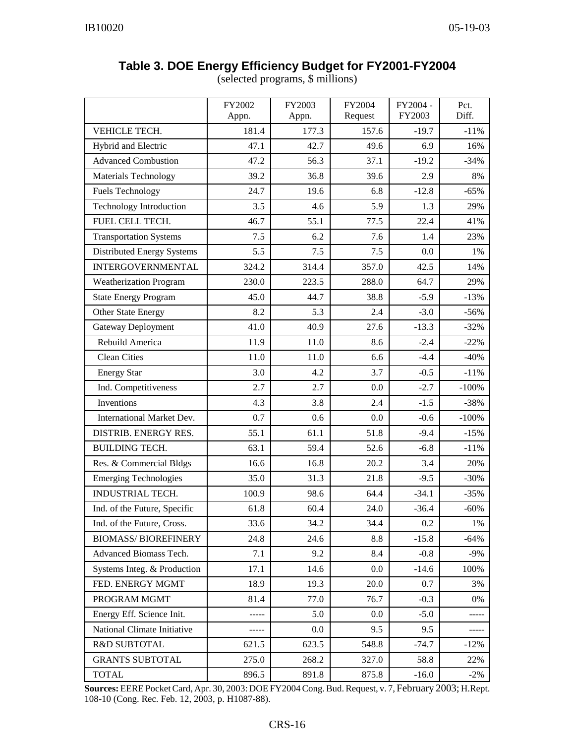## Table 3. DOE Energy Efficiency Budget for FY2001-FY2004

(selected programs, $ millions)

| | FY2002 Appn. | FY2003 Appn. | FY2004 Request | FY2004 - FY2003 | Pct. Diff. |
|---|---|---|---|---|---|
| VEHICLE TECH. | 181.4 | 177.3 | 157.6 | -19.7 | -11% |
| Hybrid and Electric | 47.1 | 42.7 | 49.6 | 6.9 | 16% |
| Advanced Combustion | 47.2 | 56.3 | 37.1 | -19.2 | -34% |
| Materials Technology | 39.2 | 36.8 | 39.6 | 2.9 | 8% |
| Fuels Technology | 24.7 | 19.6 | 6.8 | -12.8 | -65% |
| Technology Introduction | 3.5 | 4.6 | 5.9 | 1.3 | 29% |
| FUEL CELL TECH. | 46.7 | 55.1 | 77.5 | 22.4 | 41% |
| Transportation Systems | 7.5 | 6.2 | 7.6 | 1.4 | 23% |
| Distributed Energy Systems | 5.5 | 7.5 | 7.5 | 0.0 | 1% |
| INTERGOVERNMENTAL | 324.2 | 314.4 | 357.0 | 42.5 | 14% |
| Weatherization Program | 230.0 | 223.5 | 288.0 | 64.7 | 29% |
| State Energy Program | 45.0 | 44.7 | 38.8 | -5.9 | -13% |
| Other State Energy | 8.2 | 5.3 | 2.4 | -3.0 | -56% |
| Gateway Deployment | 41.0 | 40.9 | 27.6 | -13.3 | -32% |
| Rebuild America | 11.9 | 11.0 | 8.6 | -2.4 | -22% |
| Clean Cities | 11.0 | 11.0 | 6.6 | -4.4 | -40% |
| Energy Star | 3.0 | 4.2 | 3.7 | -0.5 | -11% |
| Ind. Competitiveness | 2.7 | 2.7 | 0.0 | -2.7 | -100% |
| Inventions | 4.3 | 3.8 | 2.4 | -1.5 | -38% |
| International Market Dev. | 0.7 | 0.6 | 0.0 | -0.6 | -100% |
| DISTRIB. ENERGY RES. | 55.1 | 61.1 | 51.8 | -9.4 | -15% |
| BUILDING TECH. | 63.1 | 59.4 | 52.6 | -6.8 | -11% |
| Res. & Commercial Bldgs | 16.6 | 16.8 | 20.2 | 3.4 | 20% |
| Emerging Technologies | 35.0 | 31.3 | 21.8 | -9.5 | -30% |
| INDUSTRIAL TECH. | 100.9 | 98.6 | 64.4 | -34.1 | -35% |
| Ind. of the Future, Specific | 61.8 | 60.4 | 24.0 | -36.4 | -60% |
| Ind. of the Future, Cross. | 33.6 | 34.2 | 34.4 | 0.2 | 1% |
| BIOMASS/ BIOREFINERY | 24.8 | 24.6 | 8.8 | -15.8 | -64% |
| Advanced Biomass Tech. | 7.1 | 9.2 | 8.4 | -0.8 | -9% |
| Systems Integ. & Production | 17.1 | 14.6 | 0.0 | -14.6 | 100% |
| FED. ENERGY MGMT | 18.9 | 19.3 | 20.0 | 0.7 | 3% |
| PROGRAM MGMT | 81.4 | 77.0 | 76.7 | -0.3 | 0% |
| Energy Eff. Science Init. | ----- | 5.0 | 0.0 | -5.0 | ----- |
| National Climate Initiative | ----- | 0.0 | 9.5 | 9.5 | ----- |
| R&D SUBTOTAL | 621.5 | 623.5 | 548.8 | -74.7 | -12% |
| GRANTS SUBTOTAL | 275.0 | 268.2 | 327.0 | 58.8 | 22% |
| TOTAL | 896.5 | 891.8 | 875.8 | -16.0 | -2% |

**Sources:** EERE Pocket Card, Apr. 30, 2003: DOE FY2004 Cong. Bud. Request, v. 7, February 2003; H.Rept. 108-10 (Cong. Rec. Feb. 12, 2003, p. H1087-88).